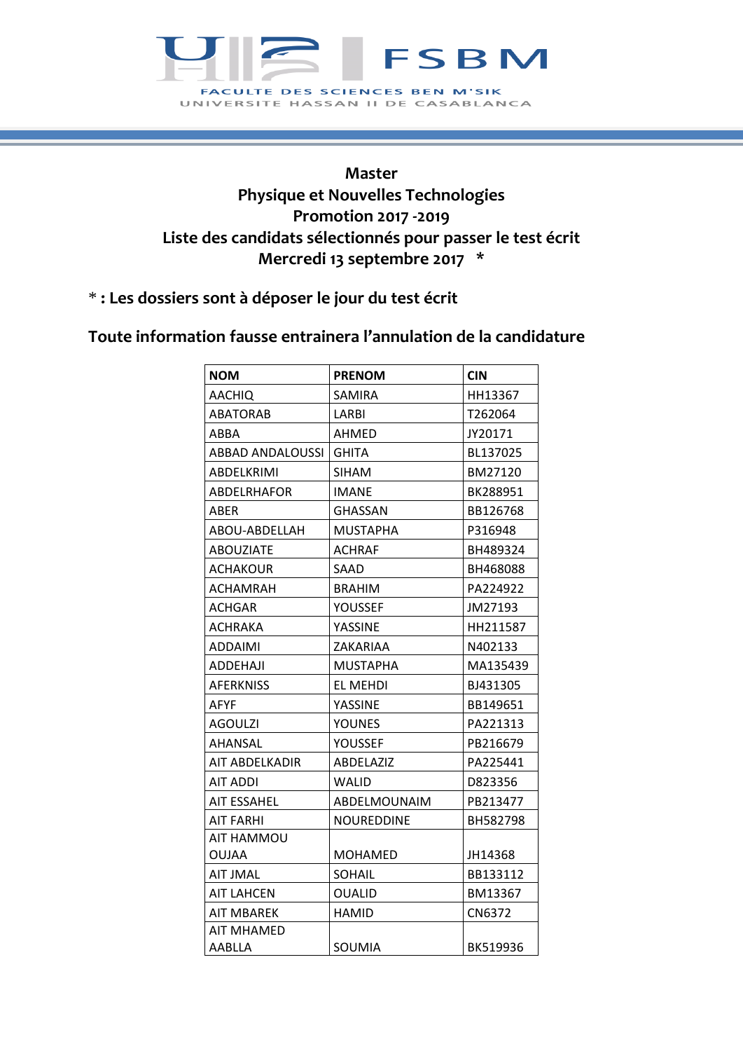FSBM

FACULTE DES SCIENCES BEN M'SIK

UNIVERSITE HASSAN II DE CASABLANCA

**Master**
**Physique et Nouvelles Technologies**
**Promotion 2017 -2019**
**Liste des candidats sélectionnés pour passer le test écrit**
**Mercredi 13 septembre 2017 \***

\* **: Les dossiers sont à déposer le jour du test écrit**

**Toute information fausse entrainera l'annulation de la candidature**

| NOM | PRENOM | CIN |
|---|---|---|
| AACHIQ | SAMIRA | HH13367 |
| ABATORAB | LARBI | T262064 |
| ABBA | AHMED | JY20171 |
| ABBAD ANDALOUSSI | GHITA | BL137025 |
| ABDELKRIMI | SIHAM | BM27120 |
| ABDELRHAFOR | IMANE | BK288951 |
| ABER | GHASSAN | BB126768 |
| ABOU-ABDELLAH | MUSTAPHA | P316948 |
| ABOUZIATE | ACHRAF | BH489324 |
| ACHAKOUR | SAAD | BH468088 |
| ACHAMRAH | BRAHIM | PA224922 |
| ACHGAR | YOUSSEF | JM27193 |
| ACHRAKA | YASSINE | HH211587 |
| ADDAIMI | ZAKARIAA | N402133 |
| ADDEHAJI | MUSTAPHA | MA135439 |
| AFERKNISS | EL MEHDI | BJ431305 |
| AFYF | YASSINE | BB149651 |
| AGOULZI | YOUNES | PA221313 |
| AHANSAL | YOUSSEF | PB216679 |
| AIT ABDELKADIR | ABDELAZIZ | PA225441 |
| AIT ADDI | WALID | D823356 |
| AIT ESSAHEL | ABDELMOUNAIM | PB213477 |
| AIT FARHI | NOUREDDINE | BH582798 |
| AIT HAMMOU OUJAA | MOHAMED | JH14368 |
| AIT JMAL | SOHAIL | BB133112 |
| AIT LAHCEN | OUALID | BM13367 |
| AIT MBAREK | HAMID | CN6372 |
| AIT MHAMED AABLLA | SOUMIA | BK519936 |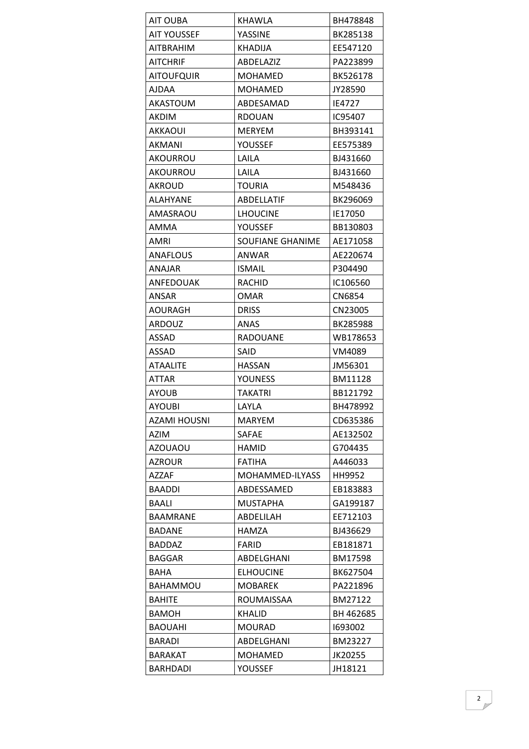| AIT OUBA | KHAWLA | BH478848 |
|---|---|---|
| AIT YOUSSEF | YASSINE | BK285138 |
| AITBRAHIM | KHADIJA | EE547120 |
| AITCHRIF | ABDELAZIZ | PA223899 |
| AITOUFQUIR | MOHAMED | BK526178 |
| AJDAA | MOHAMED | JY28590 |
| AKASTOUM | ABDESAMAD | IE4727 |
| AKDIM | RDOUAN | IC95407 |
| AKKAOUI | MERYEM | BH393141 |
| AKMANI | YOUSSEF | EE575389 |
| AKOURROU | LAILA | BJ431660 |
| AKOURROU | LAILA | BJ431660 |
| AKROUD | TOURIA | M548436 |
| ALAHYANE | ABDELLATIF | BK296069 |
| AMASRAOU | LHOUCINE | IE17050 |
| AMMA | YOUSSEF | BB130803 |
| AMRI | SOUFIANE GHANIME | AE171058 |
| ANAFLOUS | ANWAR | AE220674 |
| ANAJAR | ISMAIL | P304490 |
| ANFEDOUAK | RACHID | IC106560 |
| ANSAR | OMAR | CN6854 |
| AOURAGH | DRISS | CN23005 |
| ARDOUZ | ANAS | BK285988 |
| ASSAD | RADOUANE | WB178653 |
| ASSAD | SAID | VM4089 |
| ATAALITE | HASSAN | JM56301 |
| ATTAR | YOUNESS | BM11128 |
| AYOUB | TAKATRI | BB121792 |
| AYOUBI | LAYLA | BH478992 |
| AZAMI HOUSNI | MARYEM | CD635386 |
| AZIM | SAFAE | AE132502 |
| AZOUAOU | HAMID | G704435 |
| AZROUR | FATIHA | A446033 |
| AZZAF | MOHAMMED-ILYASS | HH9952 |
| BAADDI | ABDESSAMED | EB183883 |
| BAALI | MUSTAPHA | GA199187 |
| BAAMRANE | ABDELILAH | EE712103 |
| BADANE | HAMZA | BJ436629 |
| BADDAZ | FARID | EB181871 |
| BAGGAR | ABDELGHANI | BM17598 |
| BAHA | ELHOUCINE | BK627504 |
| BAHAMMOU | MOBAREK | PA221896 |
| BAHITE | ROUMAISSAA | BM27122 |
| BAMOH | KHALID | BH 462685 |
| BAOUAHI | MOURAD | I693002 |
| BARADI | ABDELGHANI | BM23227 |
| BARAKAT | MOHAMED | JK20255 |
| BARHDADI | YOUSSEF | JH18121 |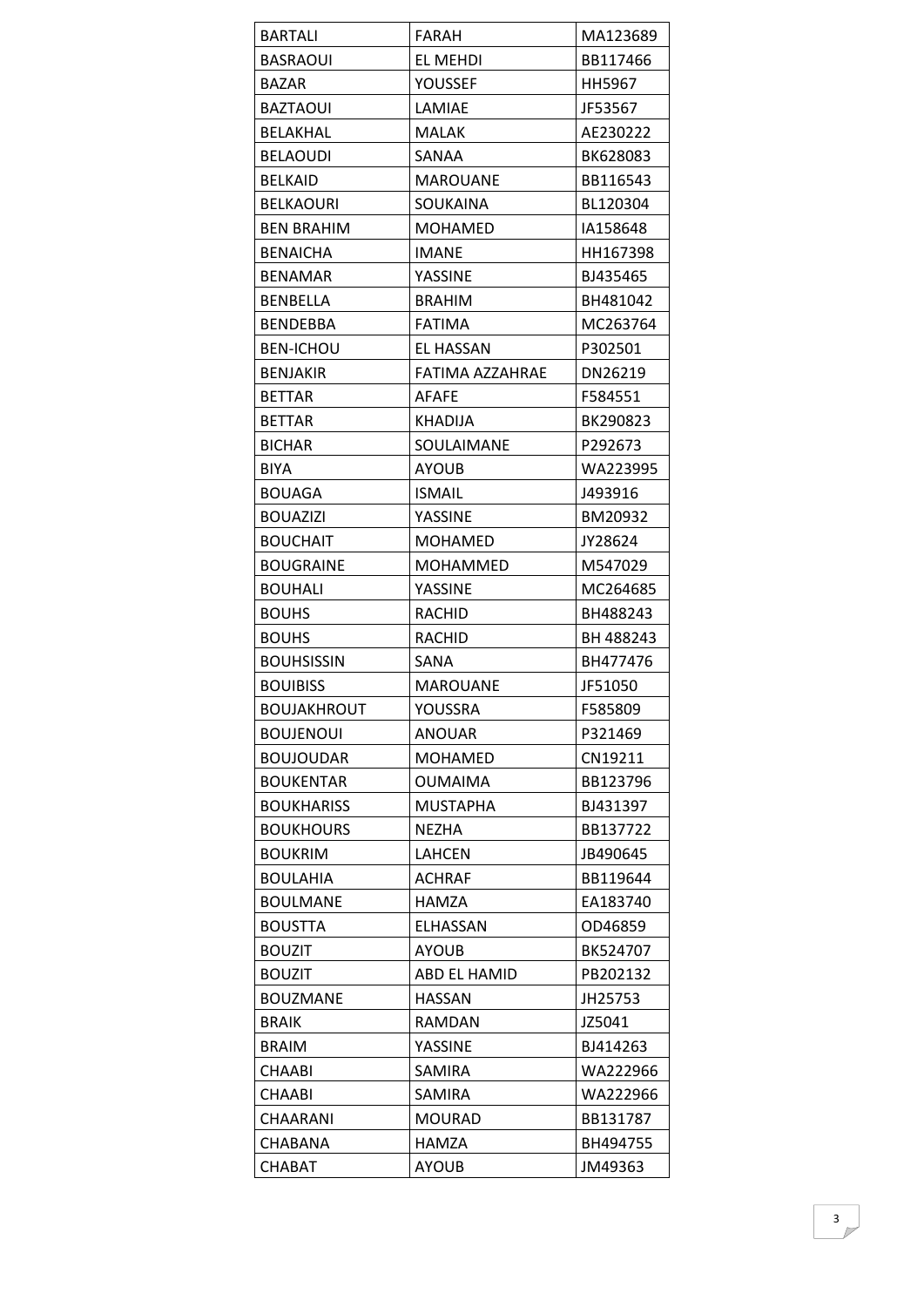| BARTALI | FARAH | MA123689 |
|---|---|---|
| BASRAOUI | EL MEHDI | BB117466 |
| BAZAR | YOUSSEF | HH5967 |
| BAZTAOUI | LAMIAE | JF53567 |
| BELAKHAL | MALAK | AE230222 |
| BELAOUDI | SANAA | BK628083 |
| BELKAID | MAROUANE | BB116543 |
| BELKAOURI | SOUKAINA | BL120304 |
| BEN BRAHIM | MOHAMED | IA158648 |
| BENAICHA | IMANE | HH167398 |
| BENAMAR | YASSINE | BJ435465 |
| BENBELLA | BRAHIM | BH481042 |
| BENDEBBA | FATIMA | MC263764 |
| BEN-ICHOU | EL HASSAN | P302501 |
| BENJAKIR | FATIMA AZZAHRAE | DN26219 |
| BETTAR | AFAFE | F584551 |
| BETTAR | KHADIJA | BK290823 |
| BICHAR | SOULAIMANE | P292673 |
| BIYA | AYOUB | WA223995 |
| BOUAGA | ISMAIL | J493916 |
| BOUAZIZI | YASSINE | BM20932 |
| BOUCHAIT | MOHAMED | JY28624 |
| BOUGRAINE | MOHAMMED | M547029 |
| BOUHALI | YASSINE | MC264685 |
| BOUHS | RACHID | BH488243 |
| BOUHS | RACHID | BH 488243 |
| BOUHSISSIN | SANA | BH477476 |
| BOUIBISS | MAROUANE | JF51050 |
| BOUJAKHROUT | YOUSSRA | F585809 |
| BOUJENOUI | ANOUAR | P321469 |
| BOUJOUDAR | MOHAMED | CN19211 |
| BOUKENTAR | OUMAIMA | BB123796 |
| BOUKHARISS | MUSTAPHA | BJ431397 |
| BOUKHOURS | NEZHA | BB137722 |
| BOUKRIM | LAHCEN | JB490645 |
| BOULAHIA | ACHRAF | BB119644 |
| BOULMANE | HAMZA | EA183740 |
| BOUSTTA | ELHASSAN | OD46859 |
| BOUZIT | AYOUB | BK524707 |
| BOUZIT | ABD EL HAMID | PB202132 |
| BOUZMANE | HASSAN | JH25753 |
| BRAIK | RAMDAN | JZ5041 |
| BRAIM | YASSINE | BJ414263 |
| CHAABI | SAMIRA | WA222966 |
| CHAABI | SAMIRA | WA222966 |
| CHAARANI | MOURAD | BB131787 |
| CHABANA | HAMZA | BH494755 |
| CHABAT | AYOUB | JM49363 |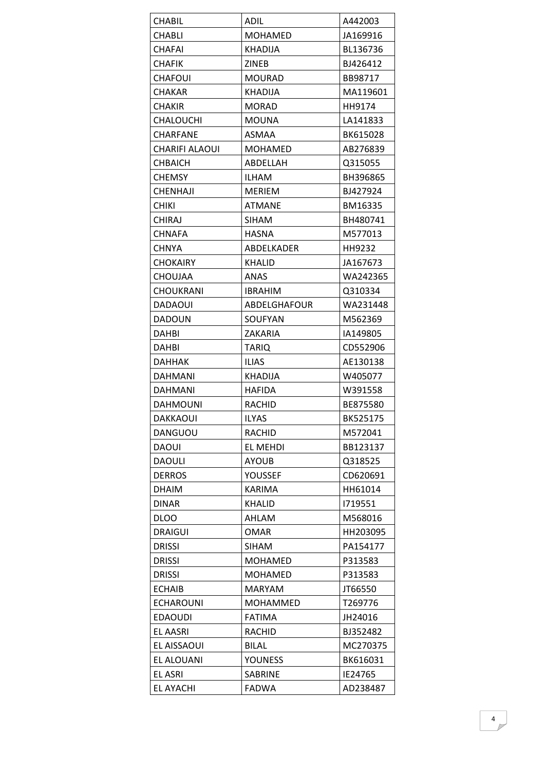| CHABIL | ADIL | A442003 |
|---|---|---|
| CHABLI | MOHAMED | JA169916 |
| CHAFAI | KHADIJA | BL136736 |
| CHAFIK | ZINEB | BJ426412 |
| CHAFOUI | MOURAD | BB98717 |
| CHAKAR | KHADIJA | MA119601 |
| CHAKIR | MORAD | HH9174 |
| CHALOUCHI | MOUNA | LA141833 |
| CHARFANE | ASMAA | BK615028 |
| CHARIFI ALAOUI | MOHAMED | AB276839 |
| CHBAICH | ABDELLAH | Q315055 |
| CHEMSY | ILHAM | BH396865 |
| CHENHAJI | MERIEM | BJ427924 |
| CHIKI | ATMANE | BM16335 |
| CHIRAJ | SIHAM | BH480741 |
| CHNAFA | HASNA | M577013 |
| CHNYA | ABDELKADER | HH9232 |
| CHOKAIRY | KHALID | JA167673 |
| CHOUJAA | ANAS | WA242365 |
| CHOUKRANI | IBRAHIM | Q310334 |
| DADAOUI | ABDELGHAFOUR | WA231448 |
| DADOUN | SOUFYAN | M562369 |
| DAHBI | ZAKARIA | IA149805 |
| DAHBI | TARIQ | CD552906 |
| DAHHAK | ILIAS | AE130138 |
| DAHMANI | KHADIJA | W405077 |
| DAHMANI | HAFIDA | W391558 |
| DAHMOUNI | RACHID | BE875580 |
| DAKKAOUI | ILYAS | BK525175 |
| DANGUOU | RACHID | M572041 |
| DAOUI | EL MEHDI | BB123137 |
| DAOULI | AYOUB | Q318525 |
| DERROS | YOUSSEF | CD620691 |
| DHAIM | KARIMA | HH61014 |
| DINAR | KHALID | I719551 |
| DLOO | AHLAM | M568016 |
| DRAIGUI | OMAR | HH203095 |
| DRISSI | SIHAM | PA154177 |
| DRISSI | MOHAMED | P313583 |
| DRISSI | MOHAMED | P313583 |
| ECHAIB | MARYAM | JT66550 |
| ECHAROUNI | MOHAMMED | T269776 |
| EDAOUDI | FATIMA | JH24016 |
| EL AASRI | RACHID | BJ352482 |
| EL AISSAOUI | BILAL | MC270375 |
| EL ALOUANI | YOUNESS | BK616031 |
| EL ASRI | SABRINE | IE24765 |
| EL AYACHI | FADWA | AD238487 |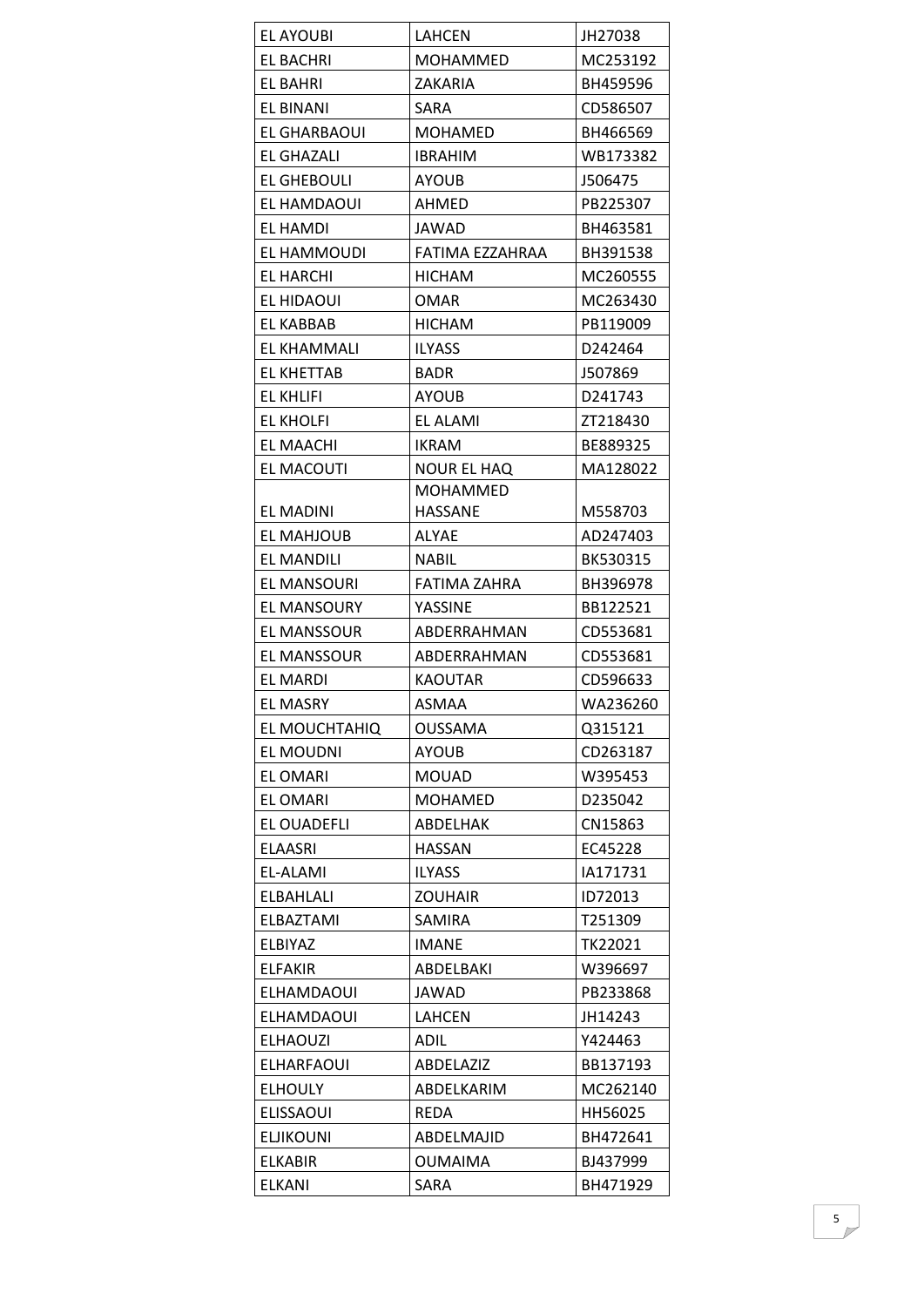| EL AYOUBI | LAHCEN | JH27038 |
|---|---|---|
| EL BACHRI | MOHAMMED | MC253192 |
| EL BAHRI | ZAKARIA | BH459596 |
| EL BINANI | SARA | CD586507 |
| EL GHARBAOUI | MOHAMED | BH466569 |
| EL GHAZALI | IBRAHIM | WB173382 |
| EL GHEBOULI | AYOUB | J506475 |
| EL HAMDAOUI | AHMED | PB225307 |
| EL HAMDI | JAWAD | BH463581 |
| EL HAMMOUDI | FATIMA EZZAHRAA | BH391538 |
| EL HARCHI | HICHAM | MC260555 |
| EL HIDAOUI | OMAR | MC263430 |
| EL KABBAB | HICHAM | PB119009 |
| EL KHAMMALI | ILYASS | D242464 |
| EL KHETTAB | BADR | J507869 |
| EL KHLIFI | AYOUB | D241743 |
| EL KHOLFI | EL ALAMI | ZT218430 |
| EL MAACHI | IKRAM | BE889325 |
| EL MACOUTI | NOUR EL HAQ | MA128022 |
| EL MADINI | MOHAMMED HASSANE | M558703 |
| EL MAHJOUB | ALYAE | AD247403 |
| EL MANDILI | NABIL | BK530315 |
| EL MANSOURI | FATIMA ZAHRA | BH396978 |
| EL MANSOURY | YASSINE | BB122521 |
| EL MANSSOUR | ABDERRAHMAN | CD553681 |
| EL MANSSOUR | ABDERRAHMAN | CD553681 |
| EL MARDI | KAOUTAR | CD596633 |
| EL MASRY | ASMAA | WA236260 |
| EL MOUCHTAHIQ | OUSSAMA | Q315121 |
| EL MOUDNI | AYOUB | CD263187 |
| EL OMARI | MOUAD | W395453 |
| EL OMARI | MOHAMED | D235042 |
| EL OUADEFLI | ABDELHAK | CN15863 |
| ELAASRI | HASSAN | EC45228 |
| EL-ALAMI | ILYASS | IA171731 |
| ELBAHLALI | ZOUHAIR | ID72013 |
| ELBAZTAMI | SAMIRA | T251309 |
| ELBIYAZ | IMANE | TK22021 |
| ELFAKIR | ABDELBAKI | W396697 |
| ELHAMDAOUI | JAWAD | PB233868 |
| ELHAMDAOUI | LAHCEN | JH14243 |
| ELHAOUZI | ADIL | Y424463 |
| ELHARFAOUI | ABDELAZIZ | BB137193 |
| ELHOULY | ABDELKARIM | MC262140 |
| ELISSAOUI | REDA | HH56025 |
| ELJIKOUNI | ABDELMAJID | BH472641 |
| ELKABIR | OUMAIMA | BJ437999 |
| ELKANI | SARA | BH471929 |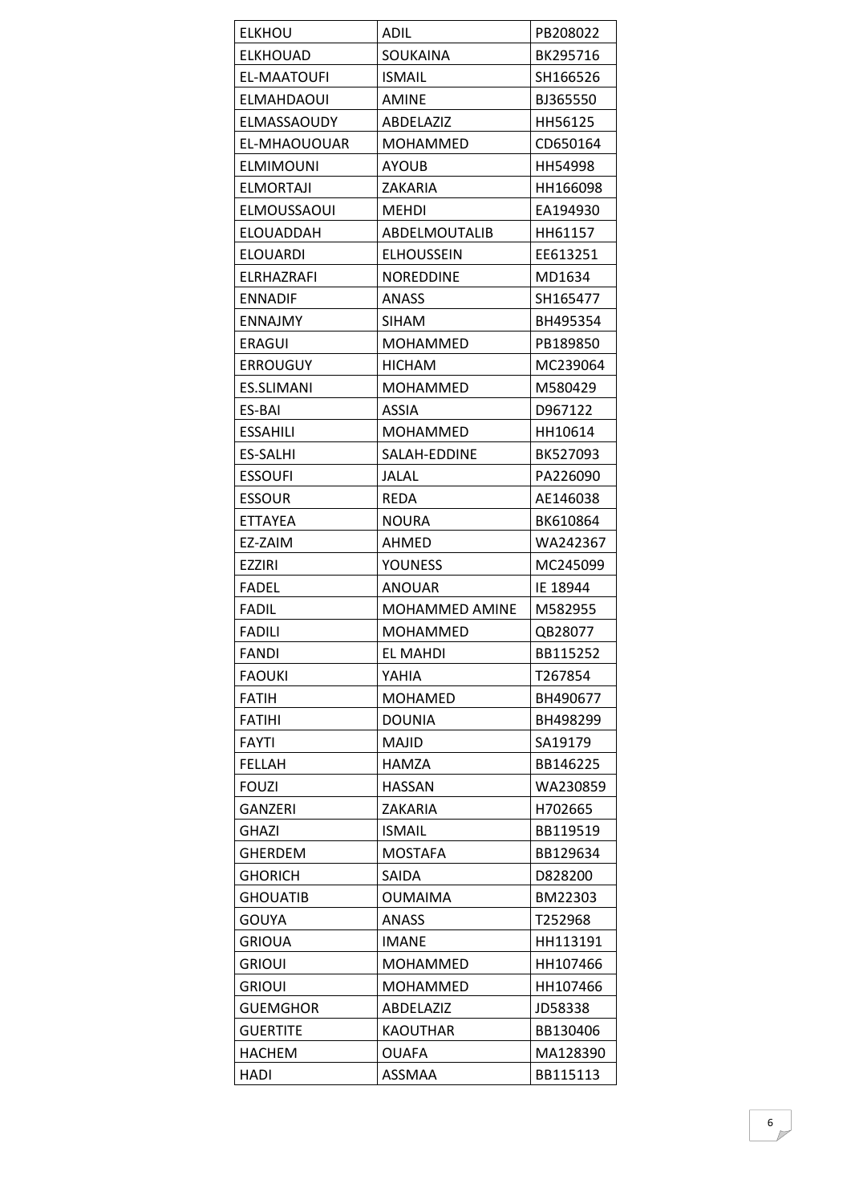| ELKHOU | ADIL | PB208022 |
|---|---|---|
| ELKHOUAD | SOUKAINA | BK295716 |
| EL-MAATOUFI | ISMAIL | SH166526 |
| ELMAHDAOUI | AMINE | BJ365550 |
| ELMASSAOUDY | ABDELAZIZ | HH56125 |
| EL-MHAOUOUAR | MOHAMMED | CD650164 |
| ELMIMOUNI | AYOUB | HH54998 |
| ELMORTAJI | ZAKARIA | HH166098 |
| ELMOUSSAOUI | MEHDI | EA194930 |
| ELOUADDAH | ABDELMOUTALIB | HH61157 |
| ELOUARDI | ELHOUSSEIN | EE613251 |
| ELRHAZRAFI | NOREDDINE | MD1634 |
| ENNADIF | ANASS | SH165477 |
| ENNAJMY | SIHAM | BH495354 |
| ERAGUI | MOHAMMED | PB189850 |
| ERROUGUY | HICHAM | MC239064 |
| ES.SLIMANI | MOHAMMED | M580429 |
| ES-BAI | ASSIA | D967122 |
| ESSAHILI | MOHAMMED | HH10614 |
| ES-SALHI | SALAH-EDDINE | BK527093 |
| ESSOUFI | JALAL | PA226090 |
| ESSOUR | REDA | AE146038 |
| ETTAYEA | NOURA | BK610864 |
| EZ-ZAIM | AHMED | WA242367 |
| EZZIRI | YOUNESS | MC245099 |
| FADEL | ANOUAR | IE 18944 |
| FADIL | MOHAMMED AMINE | M582955 |
| FADILI | MOHAMMED | QB28077 |
| FANDI | EL MAHDI | BB115252 |
| FAOUKI | YAHIA | T267854 |
| FATIH | MOHAMED | BH490677 |
| FATIHI | DOUNIA | BH498299 |
| FAYTI | MAJID | SA19179 |
| FELLAH | HAMZA | BB146225 |
| FOUZI | HASSAN | WA230859 |
| GANZERI | ZAKARIA | H702665 |
| GHAZI | ISMAIL | BB119519 |
| GHERDEM | MOSTAFA | BB129634 |
| GHORICH | SAIDA | D828200 |
| GHOUATIB | OUMAIMA | BM22303 |
| GOUYA | ANASS | T252968 |
| GRIOUA | IMANE | HH113191 |
| GRIOUI | MOHAMMED | HH107466 |
| GRIOUI | MOHAMMED | HH107466 |
| GUEMGHOR | ABDELAZIZ | JD58338 |
| GUERTITE | KAOUTHAR | BB130406 |
| HACHEM | OUAFA | MA128390 |
| HADI | ASSMAA | BB115113 |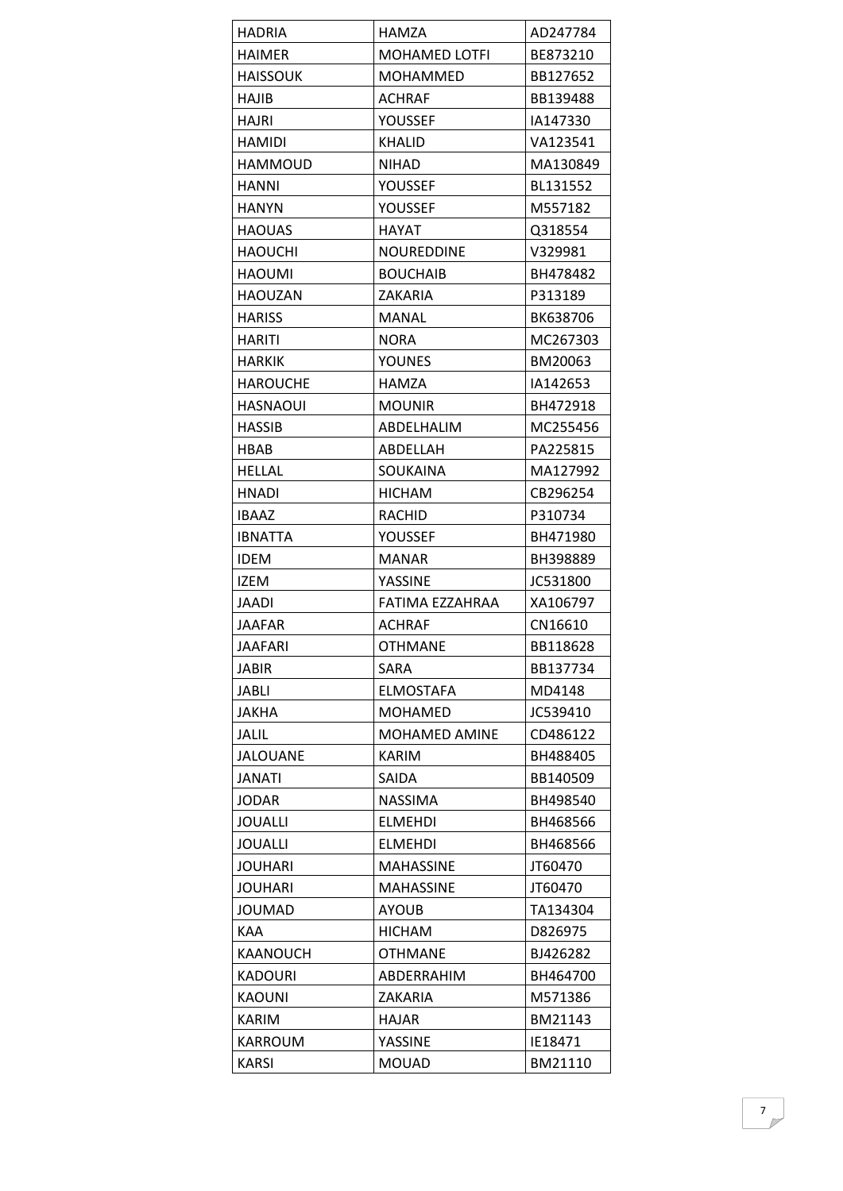| HADRIA | HAMZA | AD247784 |
|---|---|---|
| HAIMER | MOHAMED LOTFI | BE873210 |
| HAISSOUK | MOHAMMED | BB127652 |
| HAJIB | ACHRAF | BB139488 |
| HAJRI | YOUSSEF | IA147330 |
| HAMIDI | KHALID | VA123541 |
| HAMMOUD | NIHAD | MA130849 |
| HANNI | YOUSSEF | BL131552 |
| HANYN | YOUSSEF | M557182 |
| HAOUAS | HAYAT | Q318554 |
| HAOUCHI | NOUREDDINE | V329981 |
| HAOUMI | BOUCHAIB | BH478482 |
| HAOUZAN | ZAKARIA | P313189 |
| HARISS | MANAL | BK638706 |
| HARITI | NORA | MC267303 |
| HARKIK | YOUNES | BM20063 |
| HAROUCHE | HAMZA | IA142653 |
| HASNAOUI | MOUNIR | BH472918 |
| HASSIB | ABDELHALIM | MC255456 |
| HBAB | ABDELLAH | PA225815 |
| HELLAL | SOUKAINA | MA127992 |
| HNADI | HICHAM | CB296254 |
| IBAAZ | RACHID | P310734 |
| IBNATTA | YOUSSEF | BH471980 |
| IDEM | MANAR | BH398889 |
| IZEM | YASSINE | JC531800 |
| JAADI | FATIMA EZZAHRAA | XA106797 |
| JAAFAR | ACHRAF | CN16610 |
| JAAFARI | OTHMANE | BB118628 |
| JABIR | SARA | BB137734 |
| JABLI | ELMOSTAFA | MD4148 |
| JAKHA | MOHAMED | JC539410 |
| JALIL | MOHAMED AMINE | CD486122 |
| JALOUANE | KARIM | BH488405 |
| JANATI | SAIDA | BB140509 |
| JODAR | NASSIMA | BH498540 |
| JOUALLI | ELMEHDI | BH468566 |
| JOUALLI | ELMEHDI | BH468566 |
| JOUHARI | MAHASSINE | JT60470 |
| JOUHARI | MAHASSINE | JT60470 |
| JOUMAD | AYOUB | TA134304 |
| KAA | HICHAM | D826975 |
| KAANOUCH | OTHMANE | BJ426282 |
| KADOURI | ABDERRAHIM | BH464700 |
| KAOUNI | ZAKARIA | M571386 |
| KARIM | HAJAR | BM21143 |
| KARROUM | YASSINE | IE18471 |
| KARSI | MOUAD | BM21110 |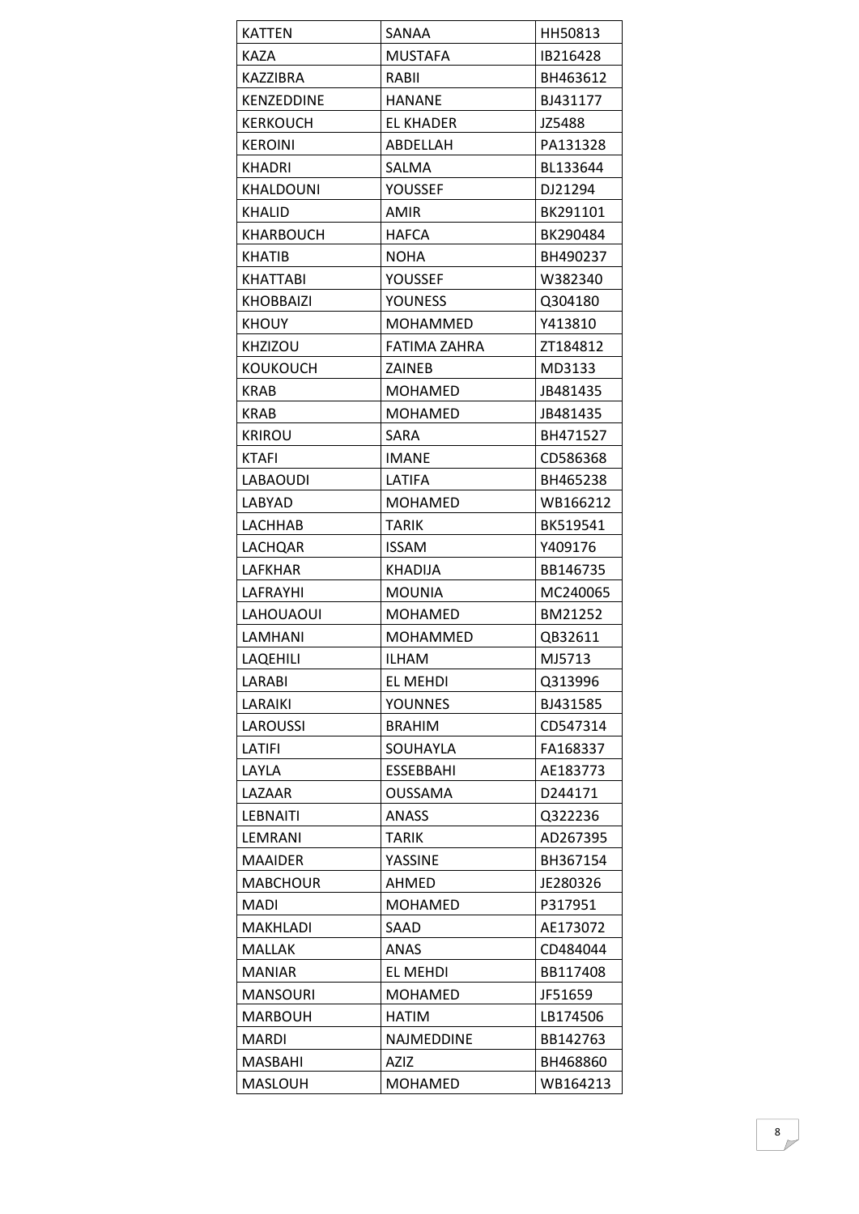| KATTEN | SANAA | HH50813 |
|---|---|---|
| KAZA | MUSTAFA | IB216428 |
| KAZZIBRA | RABII | BH463612 |
| KENZEDDINE | HANANE | BJ431177 |
| KERKOUCH | EL KHADER | JZ5488 |
| KEROINI | ABDELLAH | PA131328 |
| KHADRI | SALMA | BL133644 |
| KHALDOUNI | YOUSSEF | DJ21294 |
| KHALID | AMIR | BK291101 |
| KHARBOUCH | HAFCA | BK290484 |
| KHATIB | NOHA | BH490237 |
| KHATTABI | YOUSSEF | W382340 |
| KHOBBAIZI | YOUNESS | Q304180 |
| KHOUY | MOHAMMED | Y413810 |
| KHZIZOU | FATIMA ZAHRA | ZT184812 |
| KOUKOUCH | ZAINEB | MD3133 |
| KRAB | MOHAMED | JB481435 |
| KRAB | MOHAMED | JB481435 |
| KRIROU | SARA | BH471527 |
| KTAFI | IMANE | CD586368 |
| LABAOUDI | LATIFA | BH465238 |
| LABYAD | MOHAMED | WB166212 |
| LACHHAB | TARIK | BK519541 |
| LACHQAR | ISSAM | Y409176 |
| LAFKHAR | KHADIJA | BB146735 |
| LAFRAYHI | MOUNIA | MC240065 |
| LAHOUAOUI | MOHAMED | BM21252 |
| LAMHANI | MOHAMMED | QB32611 |
| LAQEHILI | ILHAM | MJ5713 |
| LARABI | EL MEHDI | Q313996 |
| LARAIKI | YOUNNES | BJ431585 |
| LAROUSSI | BRAHIM | CD547314 |
| LATIFI | SOUHAYLA | FA168337 |
| LAYLA | ESSEBBAHI | AE183773 |
| LAZAAR | OUSSAMA | D244171 |
| LEBNAITI | ANASS | Q322236 |
| LEMRANI | TARIK | AD267395 |
| MAAIDER | YASSINE | BH367154 |
| MABCHOUR | AHMED | JE280326 |
| MADI | MOHAMED | P317951 |
| MAKHLADI | SAAD | AE173072 |
| MALLAK | ANAS | CD484044 |
| MANIAR | EL MEHDI | BB117408 |
| MANSOURI | MOHAMED | JF51659 |
| MARBOUH | HATIM | LB174506 |
| MARDI | NAJMEDDINE | BB142763 |
| MASBAHI | AZIZ | BH468860 |
| MASLOUH | MOHAMED | WB164213 |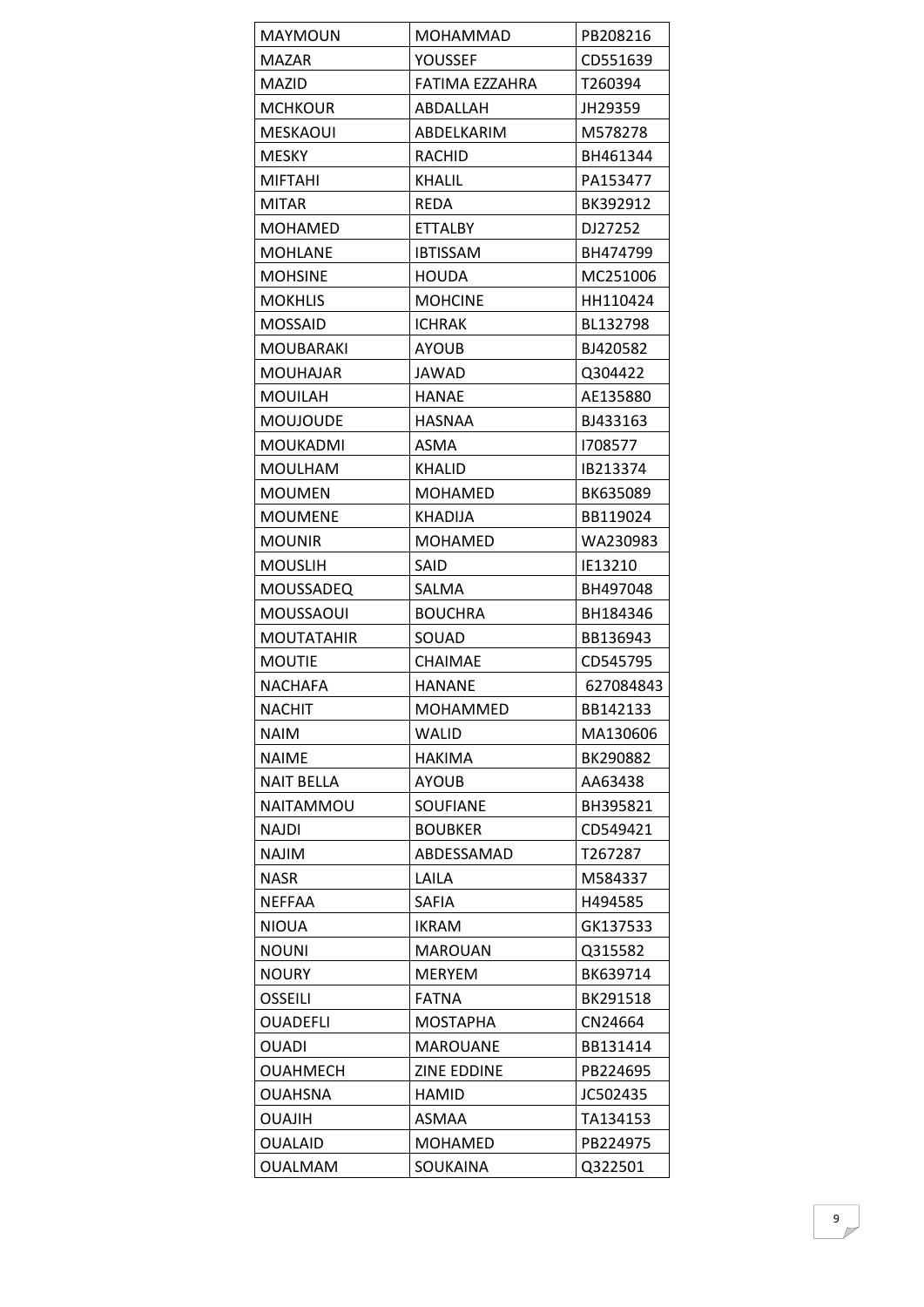| MAYMOUN | MOHAMMAD | PB208216 |
|---|---|---|
| MAZAR | YOUSSEF | CD551639 |
| MAZID | FATIMA EZZAHRA | T260394 |
| MCHKOUR | ABDALLAH | JH29359 |
| MESKAOUI | ABDELKARIM | M578278 |
| MESKY | RACHID | BH461344 |
| MIFTAHI | KHALIL | PA153477 |
| MITAR | REDA | BK392912 |
| MOHAMED | ETTALBY | DJ27252 |
| MOHLANE | IBTISSAM | BH474799 |
| MOHSINE | HOUDA | MC251006 |
| MOKHLIS | MOHCINE | HH110424 |
| MOSSAID | ICHRAK | BL132798 |
| MOUBARAKI | AYOUB | BJ420582 |
| MOUHAJAR | JAWAD | Q304422 |
| MOUILAH | HANAE | AE135880 |
| MOUJOUDE | HASNAA | BJ433163 |
| MOUKADMI | ASMA | I708577 |
| MOULHAM | KHALID | IB213374 |
| MOUMEN | MOHAMED | BK635089 |
| MOUMENE | KHADIJA | BB119024 |
| MOUNIR | MOHAMED | WA230983 |
| MOUSLIH | SAID | IE13210 |
| MOUSSADEQ | SALMA | BH497048 |
| MOUSSAOUI | BOUCHRA | BH184346 |
| MOUTATAHIR | SOUAD | BB136943 |
| MOUTIE | CHAIMAE | CD545795 |
| NACHAFA | HANANE | 627084843 |
| NACHIT | MOHAMMED | BB142133 |
| NAIM | WALID | MA130606 |
| NAIME | HAKIMA | BK290882 |
| NAIT BELLA | AYOUB | AA63438 |
| NAITAMMOU | SOUFIANE | BH395821 |
| NAJDI | BOUBKER | CD549421 |
| NAJIM | ABDESSAMAD | T267287 |
| NASR | LAILA | M584337 |
| NEFFAA | SAFIA | H494585 |
| NIOUA | IKRAM | GK137533 |
| NOUNI | MAROUAN | Q315582 |
| NOURY | MERYEM | BK639714 |
| OSSEILI | FATNA | BK291518 |
| OUADEFLI | MOSTAPHA | CN24664 |
| OUADI | MAROUANE | BB131414 |
| OUAHMECH | ZINE EDDINE | PB224695 |
| OUAHSNA | HAMID | JC502435 |
| OUAJIH | ASMAA | TA134153 |
| OUALAID | MOHAMED | PB224975 |
| OUALMAM | SOUKAINA | Q322501 |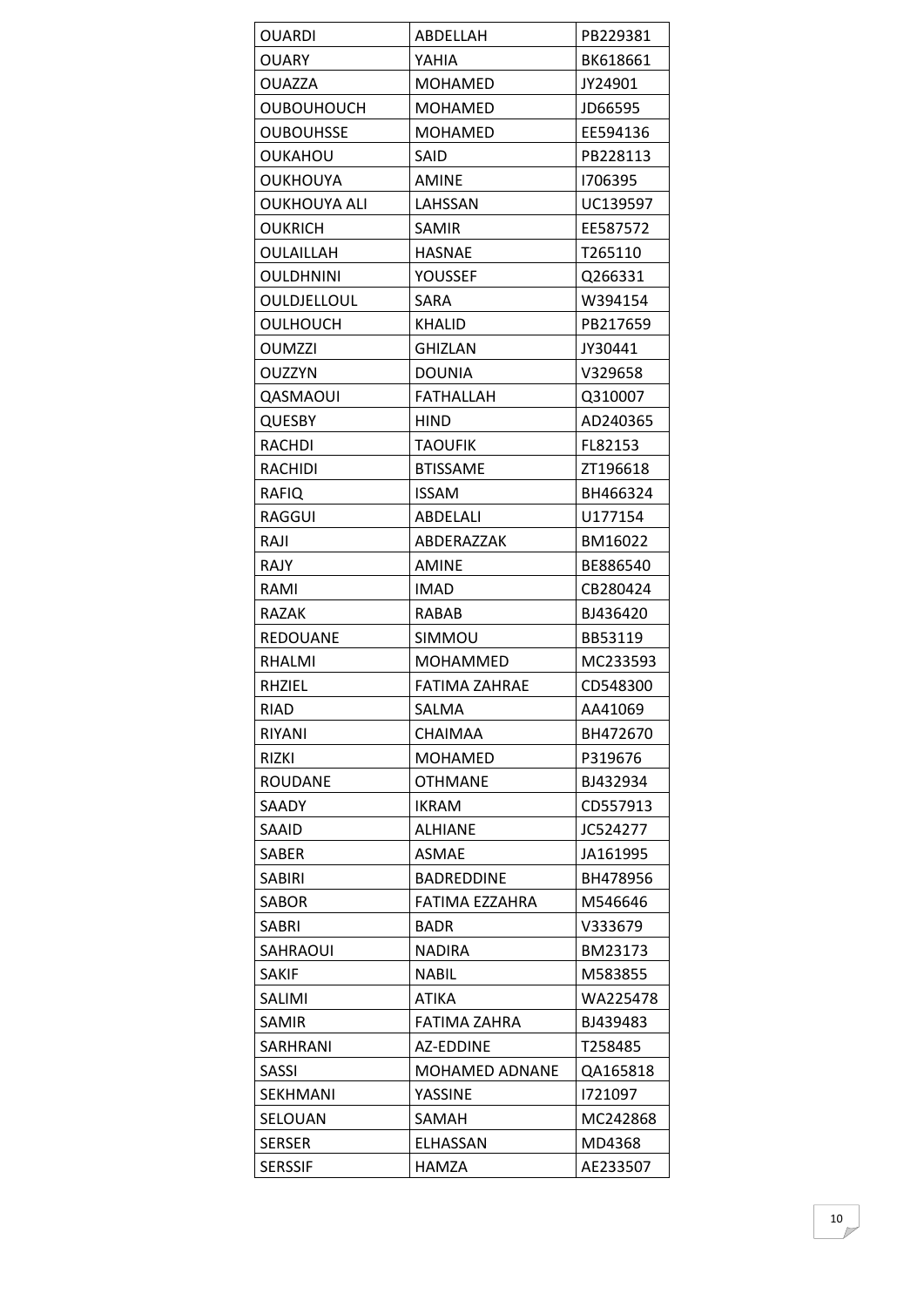| OUARDI | ABDELLAH | PB229381 |
|---|---|---|
| OUARY | YAHIA | BK618661 |
| OUAZZA | MOHAMED | JY24901 |
| OUBOUHOUCH | MOHAMED | JD66595 |
| OUBOUHSSE | MOHAMED | EE594136 |
| OUKAHOU | SAID | PB228113 |
| OUKHOUYA | AMINE | I706395 |
| OUKHOUYA ALI | LAHSSAN | UC139597 |
| OUKRICH | SAMIR | EE587572 |
| OULAILLAH | HASNAE | T265110 |
| OULDHNINI | YOUSSEF | Q266331 |
| OULDJELLOUL | SARA | W394154 |
| OULHOUCH | KHALID | PB217659 |
| OUMZZI | GHIZLAN | JY30441 |
| OUZZYN | DOUNIA | V329658 |
| QASMAOUI | FATHALLAH | Q310007 |
| QUESBY | HIND | AD240365 |
| RACHDI | TAOUFIK | FL82153 |
| RACHIDI | BTISSAME | ZT196618 |
| RAFIQ | ISSAM | BH466324 |
| RAGGUI | ABDELALI | U177154 |
| RAJI | ABDERAZZAK | BM16022 |
| RAJY | AMINE | BE886540 |
| RAMI | IMAD | CB280424 |
| RAZAK | RABAB | BJ436420 |
| REDOUANE | SIMMOU | BB53119 |
| RHALMI | MOHAMMED | MC233593 |
| RHZIEL | FATIMA ZAHRAE | CD548300 |
| RIAD | SALMA | AA41069 |
| RIYANI | CHAIMAA | BH472670 |
| RIZKI | MOHAMED | P319676 |
| ROUDANE | OTHMANE | BJ432934 |
| SAADY | IKRAM | CD557913 |
| SAAID | ALHIANE | JC524277 |
| SABER | ASMAE | JA161995 |
| SABIRI | BADREDDINE | BH478956 |
| SABOR | FATIMA EZZAHRA | M546646 |
| SABRI | BADR | V333679 |
| SAHRAOUI | NADIRA | BM23173 |
| SAKIF | NABIL | M583855 |
| SALIMI | ATIKA | WA225478 |
| SAMIR | FATIMA ZAHRA | BJ439483 |
| SARHRANI | AZ-EDDINE | T258485 |
| SASSI | MOHAMED ADNANE | QA165818 |
| SEKHMANI | YASSINE | I721097 |
| SELOUAN | SAMAH | MC242868 |
| SERSER | ELHASSAN | MD4368 |
| SERSSIF | HAMZA | AE233507 |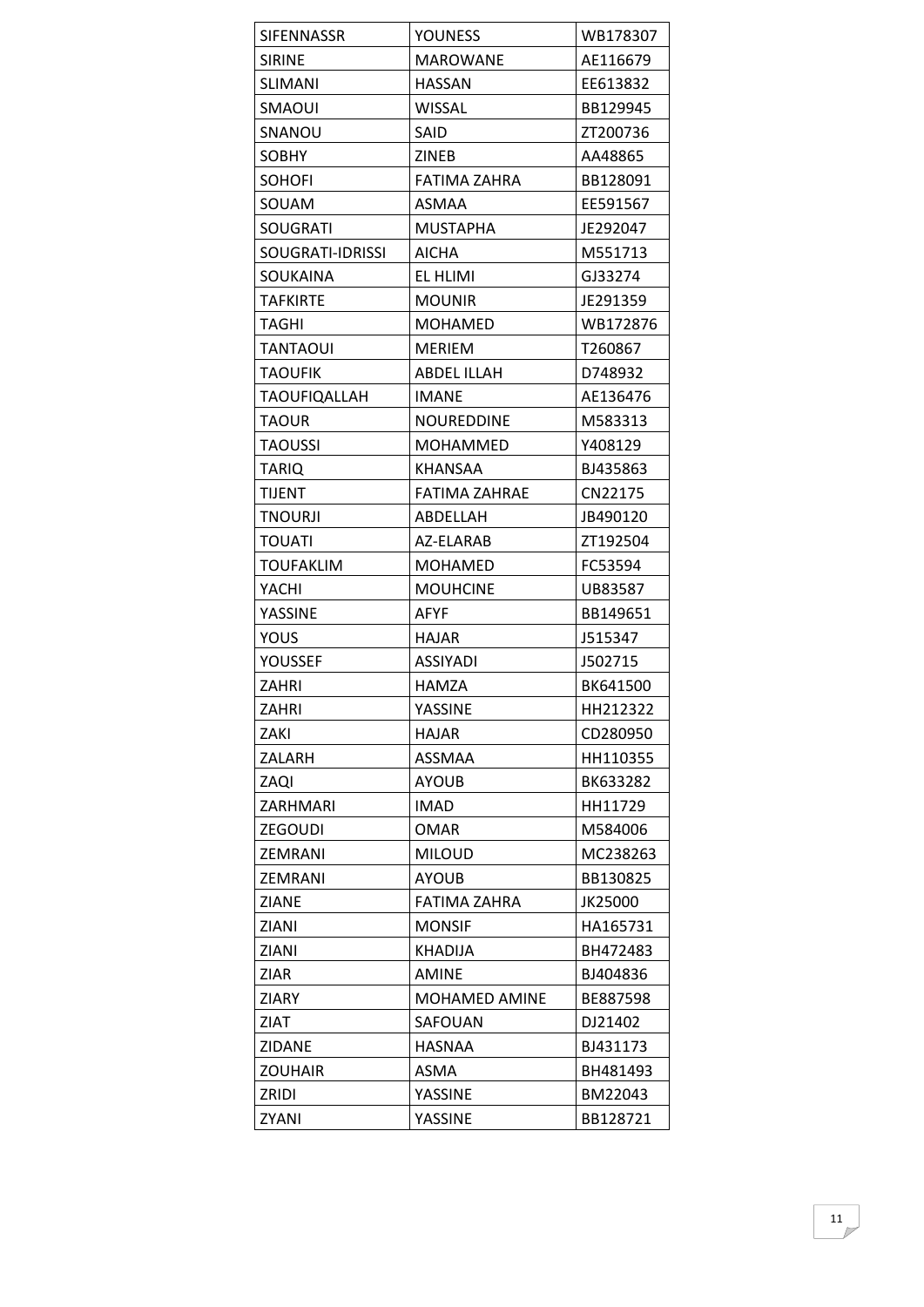| | | |
|---|---|---|
| SIFENNASSR | YOUNESS | WB178307 |
| SIRINE | MAROWANE | AE116679 |
| SLIMANI | HASSAN | EE613832 |
| SMAOUI | WISSAL | BB129945 |
| SNANOU | SAID | ZT200736 |
| SOBHY | ZINEB | AA48865 |
| SOHOFI | FATIMA ZAHRA | BB128091 |
| SOUAM | ASMAA | EE591567 |
| SOUGRATI | MUSTAPHA | JE292047 |
| SOUGRATI-IDRISSI | AICHA | M551713 |
| SOUKAINA | EL HLIMI | GJ33274 |
| TAFKIRTE | MOUNIR | JE291359 |
| TAGHI | MOHAMED | WB172876 |
| TANTAOUI | MERIEM | T260867 |
| TAOUFIK | ABDEL ILLAH | D748932 |
| TAOUFIQALLAH | IMANE | AE136476 |
| TAOUR | NOUREDDINE | M583313 |
| TAOUSSI | MOHAMMED | Y408129 |
| TARIQ | KHANSAA | BJ435863 |
| TIJENT | FATIMA ZAHRAE | CN22175 |
| TNOURJI | ABDELLAH | JB490120 |
| TOUATI | AZ-ELARAB | ZT192504 |
| TOUFAKLIM | MOHAMED | FC53594 |
| YACHI | MOUHCINE | UB83587 |
| YASSINE | AFYF | BB149651 |
| YOUS | HAJAR | J515347 |
| YOUSSEF | ASSIYADI | J502715 |
| ZAHRI | HAMZA | BK641500 |
| ZAHRI | YASSINE | HH212322 |
| ZAKI | HAJAR | CD280950 |
| ZALARH | ASSMAA | HH110355 |
| ZAQI | AYOUB | BK633282 |
| ZARHMARI | IMAD | HH11729 |
| ZEGOUDI | OMAR | M584006 |
| ZEMRANI | MILOUD | MC238263 |
| ZEMRANI | AYOUB | BB130825 |
| ZIANE | FATIMA ZAHRA | JK25000 |
| ZIANI | MONSIF | HA165731 |
| ZIANI | KHADIJA | BH472483 |
| ZIAR | AMINE | BJ404836 |
| ZIARY | MOHAMED AMINE | BE887598 |
| ZIAT | SAFOUAN | DJ21402 |
| ZIDANE | HASNAA | BJ431173 |
| ZOUHAIR | ASMA | BH481493 |
| ZRIDI | YASSINE | BM22043 |
| ZYANI | YASSINE | BB128721 |